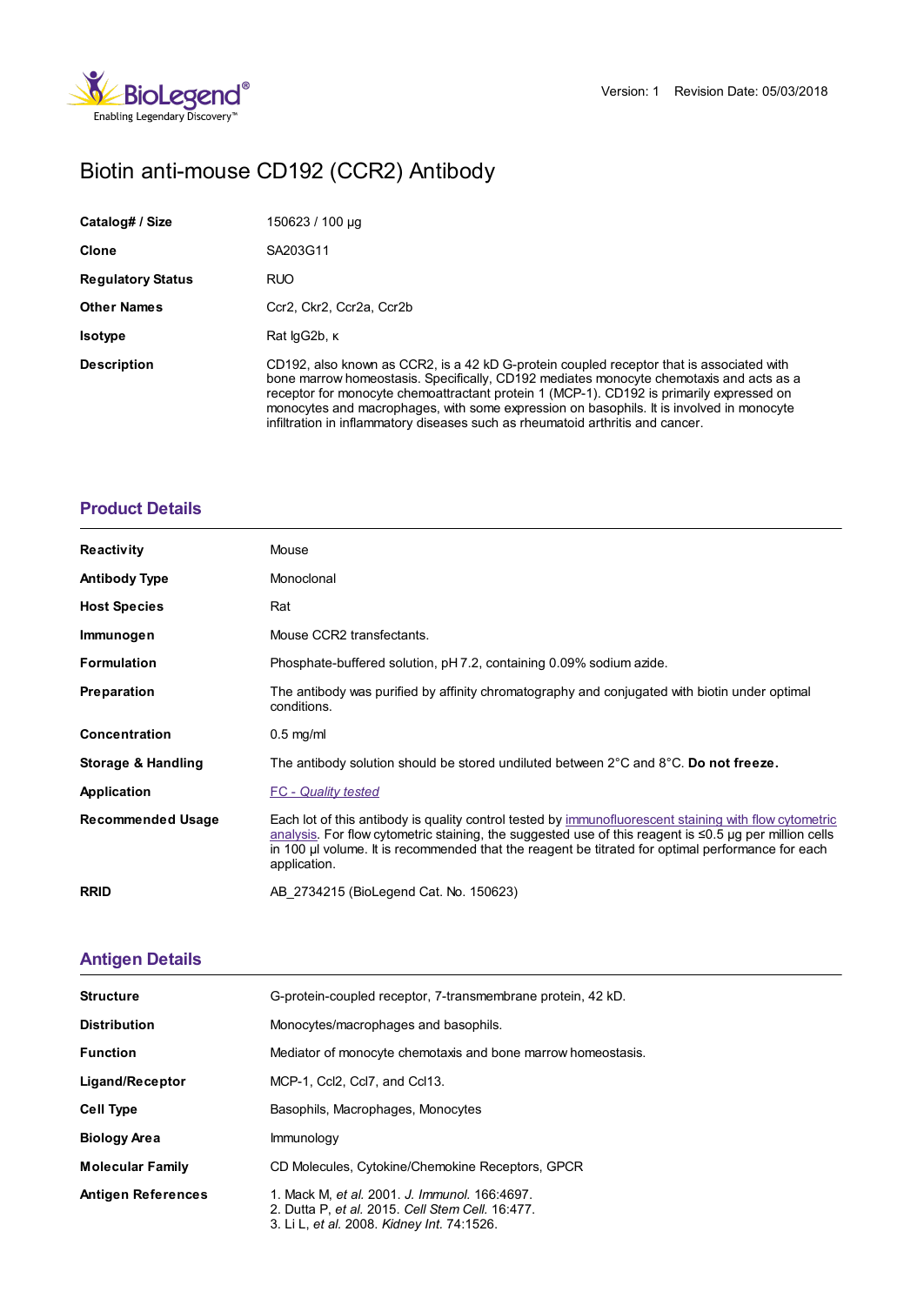Version: 1 Revision Date: 05/03/2018

# Biotin anti-mouse CD192 (CCR2) Antibody

| | |
|---|---|
| **Catalog# / Size** | 150623 / 100 µg |
| **Clone** | SA203G11 |
| **Regulatory Status** | RUO |
| **Other Names** | Ccr2, Ckr2, Ccr2a, Ccr2b |
| **Isotype** | Rat IgG2b, κ |
| **Description** | CD192, also known as CCR2, is a 42 kD G-protein coupled receptor that is associated with bone marrow homeostasis. Specifically, CD192 mediates monocyte chemotaxis and acts as a receptor for monocyte chemoattractant protein 1 (MCP-1). CD192 is primarily expressed on monocytes and macrophages, with some expression on basophils. It is involved in monocyte infiltration in inflammatory diseases such as rheumatoid arthritis and cancer. |

## Product Details

| | |
|---|---|
| **Reactivity** | Mouse |
| **Antibody Type** | Monoclonal |
| **Host Species** | Rat |
| **Immunogen** | Mouse CCR2 transfectants. |
| **Formulation** | Phosphate-buffered solution, pH 7.2, containing 0.09% sodium azide. |
| **Preparation** | The antibody was purified by affinity chromatography and conjugated with biotin under optimal conditions. |
| **Concentration** | 0.5 mg/ml |
| **Storage & Handling** | The antibody solution should be stored undiluted between 2°C and 8°C. **Do not freeze.** |
| **Application** | *FC - Quality tested* |
| **Recommended Usage** | Each lot of this antibody is quality control tested by immunofluorescent staining with flow cytometric analysis. For flow cytometric staining, the suggested use of this reagent is ≤0.5 µg per million cells in 100 µl volume. It is recommended that the reagent be titrated for optimal performance for each application. |
| **RRID** | AB_2734215 (BioLegend Cat. No. 150623) |

## Antigen Details

| | |
|---|---|
| **Structure** | G-protein-coupled receptor, 7-transmembrane protein, 42 kD. |
| **Distribution** | Monocytes/macrophages and basophils. |
| **Function** | Mediator of monocyte chemotaxis and bone marrow homeostasis. |
| **Ligand/Receptor** | MCP-1, Ccl2, Ccl7, and Ccl13. |
| **Cell Type** | Basophils, Macrophages, Monocytes |
| **Biology Area** | Immunology |
| **Molecular Family** | CD Molecules, Cytokine/Chemokine Receptors, GPCR |
| **Antigen References** | 1. Mack M, *et al.* 2001. *J. Immunol.* 166:4697.<br>2. Dutta P, *et al.* 2015. *Cell Stem Cell.* 16:477.<br>3. Li L, *et al.* 2008. *Kidney Int.* 74:1526. |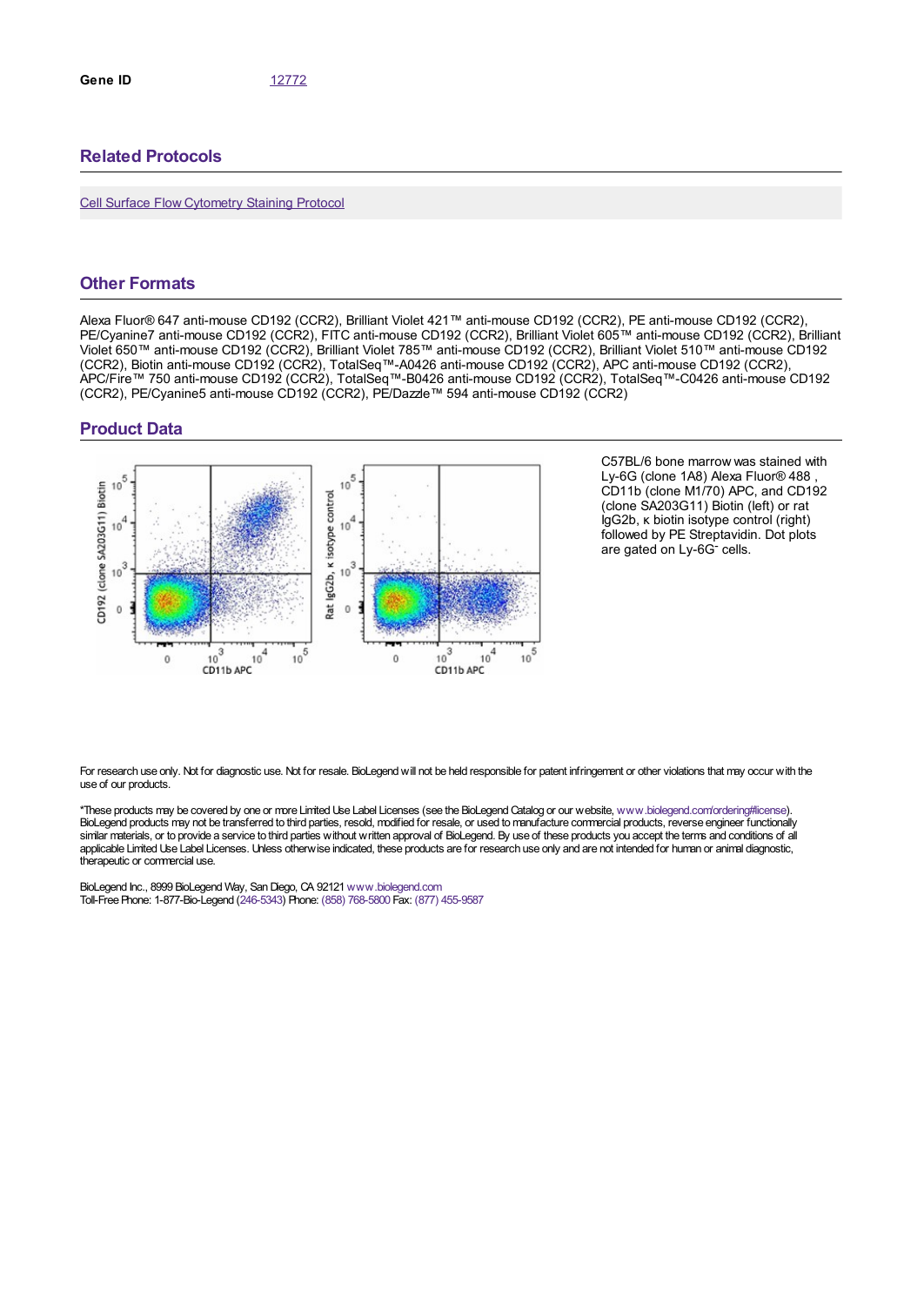**Gene ID** 12772

## Related Protocols

Cell Surface Flow Cytometry Staining Protocol

## Other Formats

Alexa Fluor® 647 anti-mouse CD192 (CCR2), Brilliant Violet 421™ anti-mouse CD192 (CCR2), PE anti-mouse CD192 (CCR2), PE/Cyanine7 anti-mouse CD192 (CCR2), FITC anti-mouse CD192 (CCR2), Brilliant Violet 605™ anti-mouse CD192 (CCR2), Brilliant Violet 650™ anti-mouse CD192 (CCR2), Brilliant Violet 785™ anti-mouse CD192 (CCR2), Brilliant Violet 510™ anti-mouse CD192 (CCR2), Biotin anti-mouse CD192 (CCR2), TotalSeq™-A0426 anti-mouse CD192 (CCR2), APC anti-mouse CD192 (CCR2), APC/Fire™ 750 anti-mouse CD192 (CCR2), TotalSeq™-B0426 anti-mouse CD192 (CCR2), TotalSeq™-C0426 anti-mouse CD192 (CCR2), PE/Cyanine5 anti-mouse CD192 (CCR2), PE/Dazzle™ 594 anti-mouse CD192 (CCR2)

## Product Data

CD192 (clone SA203G11) Biotin
Rat IgG2b, κ isotype control
CD11b APC
0
$10^3$
$10^4$
$10^5$

C57BL/6 bone marrow was stained with Ly-6G (clone 1A8) Alexa Fluor® 488 , CD11b (clone M1/70) APC, and CD192 (clone SA203G11) Biotin (left) or rat IgG2b, κ biotin isotype control (right) followed by PE Streptavidin. Dot plots are gated on Ly-6G⁻ cells.

For research use only. Not for diagnostic use. Not for resale. BioLegend will not be held responsible for patent infringement or other violations that may occur with the use of our products.

*These products may be covered by one or more Limited Use Label Licenses (see the BioLegend Catalog or our website, www.biolegend.com/ordering#license). BioLegend products may not be transferred to third parties, resold, modified for resale, or used to manufacture commercial products, reverse engineer functionally similar materials, or to provide a service to third parties without written approval of BioLegend. By use of these products you accept the terms and conditions of all applicable Limited Use Label Licenses. Unless otherwise indicated, these products are for research use only and are not intended for human or animal diagnostic, therapeutic or commercial use.

BioLegend Inc., 8999 BioLegend Way, San Diego, CA 92121 www.biolegend.com
Toll-Free Phone: 1-877-Bio-Legend (246-5343) Phone: (858) 768-5800 Fax: (877) 455-9587